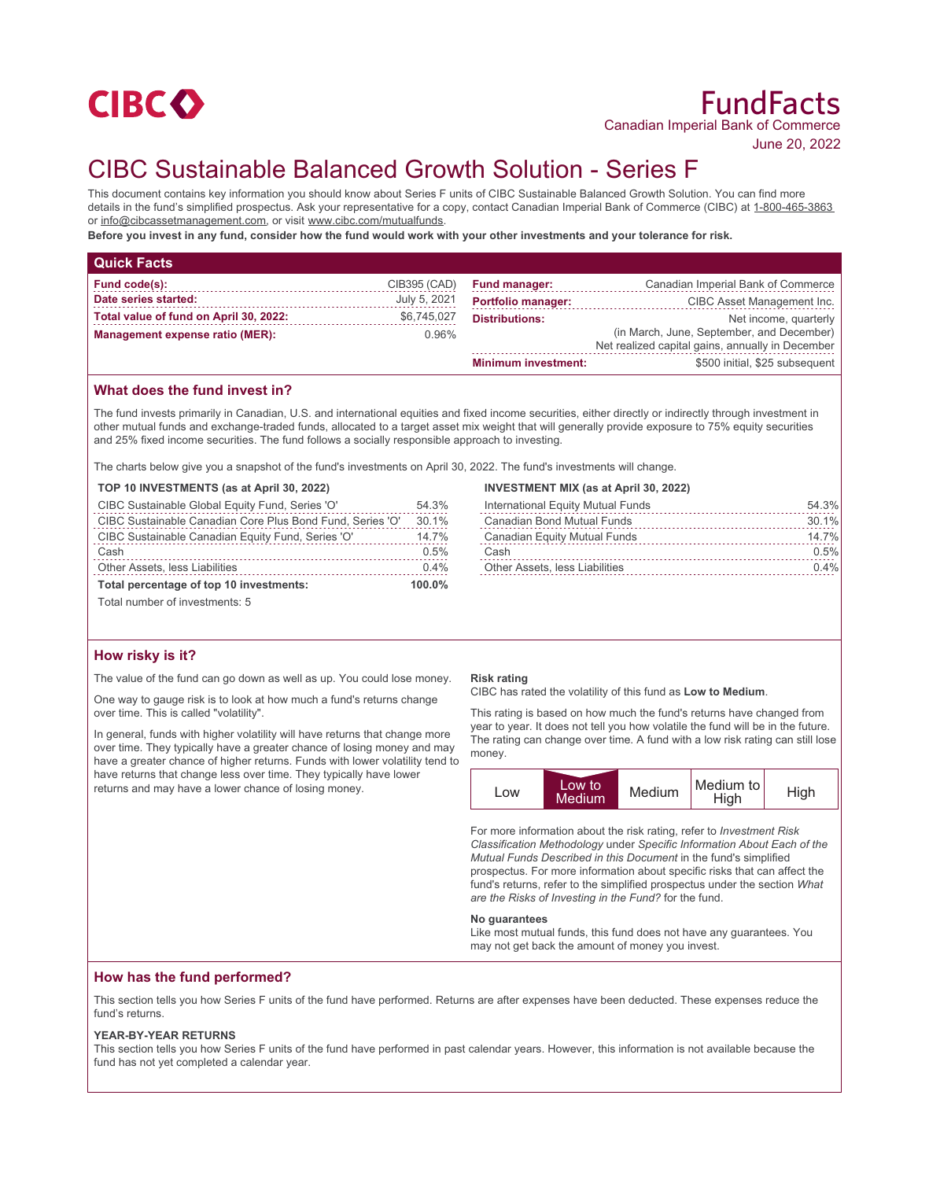CIBC

# FundFacts

Canadian Imperial Bank of Commerce
June 20, 2022

# CIBC Sustainable Balanced Growth Solution - Series F

This document contains key information you should know about Series F units of CIBC Sustainable Balanced Growth Solution. You can find more details in the fund's simplified prospectus. Ask your representative for a copy, contact Canadian Imperial Bank of Commerce (CIBC) at 1-800-465-3863 or info@cibcassetmanagement.com, or visit www.cibc.com/mutualfunds.

**Before you invest in any fund, consider how the fund would work with your other investments and your tolerance for risk.**

## Quick Facts

| | |
|---|---|
| **Fund code(s):** | CIB395 (CAD) |
| **Date series started:** | July 5, 2021 |
| **Total value of fund on April 30, 2022:** | $6,745,027 |
| **Management expense ratio (MER):** | 0.96% |
| **Fund manager:** | Canadian Imperial Bank of Commerce |
| **Portfolio manager:** | CIBC Asset Management Inc. |
| **Distributions:** | Net income, quarterly (in March, June, September, and December) Net realized capital gains, annually in December |
| **Minimum investment:** | $500 initial, $25 subsequent |

## What does the fund invest in?

The fund invests primarily in Canadian, U.S. and international equities and fixed income securities, either directly or indirectly through investment in other mutual funds and exchange-traded funds, allocated to a target asset mix weight that will generally provide exposure to 75% equity securities and 25% fixed income securities. The fund follows a socially responsible approach to investing.

The charts below give you a snapshot of the fund's investments on April 30, 2022. The fund's investments will change.

**TOP 10 INVESTMENTS (as at April 30, 2022)**

| | |
|---|---|
| CIBC Sustainable Global Equity Fund, Series 'O' | 54.3% |
| CIBC Sustainable Canadian Core Plus Bond Fund, Series 'O' | 30.1% |
| CIBC Sustainable Canadian Equity Fund, Series 'O' | 14.7% |
| Cash | 0.5% |
| Other Assets, less Liabilities | 0.4% |
| **Total percentage of top 10 investments:** | **100.0%** |

Total number of investments: 5

**INVESTMENT MIX (as at April 30, 2022)**

| | |
|---|---|
| International Equity Mutual Funds | 54.3% |
| Canadian Bond Mutual Funds | 30.1% |
| Canadian Equity Mutual Funds | 14.7% |
| Cash | 0.5% |
| Other Assets, less Liabilities | 0.4% |

## How risky is it?

The value of the fund can go down as well as up. You could lose money.

One way to gauge risk is to look at how much a fund's returns change over time. This is called "volatility".

In general, funds with higher volatility will have returns that change more over time. They typically have a greater chance of losing money and may have a greater chance of higher returns. Funds with lower volatility tend to have returns that change less over time. They typically have lower returns and may have a lower chance of losing money.

**Risk rating**

CIBC has rated the volatility of this fund as **Low to Medium**.

This rating is based on how much the fund's returns have changed from year to year. It does not tell you how volatile the fund will be in the future. The rating can change over time. A fund with a low risk rating can still lose money.

| Low | **Low to Medium** | Medium | Medium to High | High |
|---|---|---|---|---|

For more information about the risk rating, refer to *Investment Risk Classification Methodology* under *Specific Information About Each of the Mutual Funds Described in this Document* in the fund's simplified prospectus. For more information about specific risks that can affect the fund's returns, refer to the simplified prospectus under the section *What are the Risks of Investing in the Fund?* for the fund.

**No guarantees**

Like most mutual funds, this fund does not have any guarantees. You may not get back the amount of money you invest.

## How has the fund performed?

This section tells you how Series F units of the fund have performed. Returns are after expenses have been deducted. These expenses reduce the fund's returns.

**YEAR-BY-YEAR RETURNS**

This section tells you how Series F units of the fund have performed in past calendar years. However, this information is not available because the fund has not yet completed a calendar year.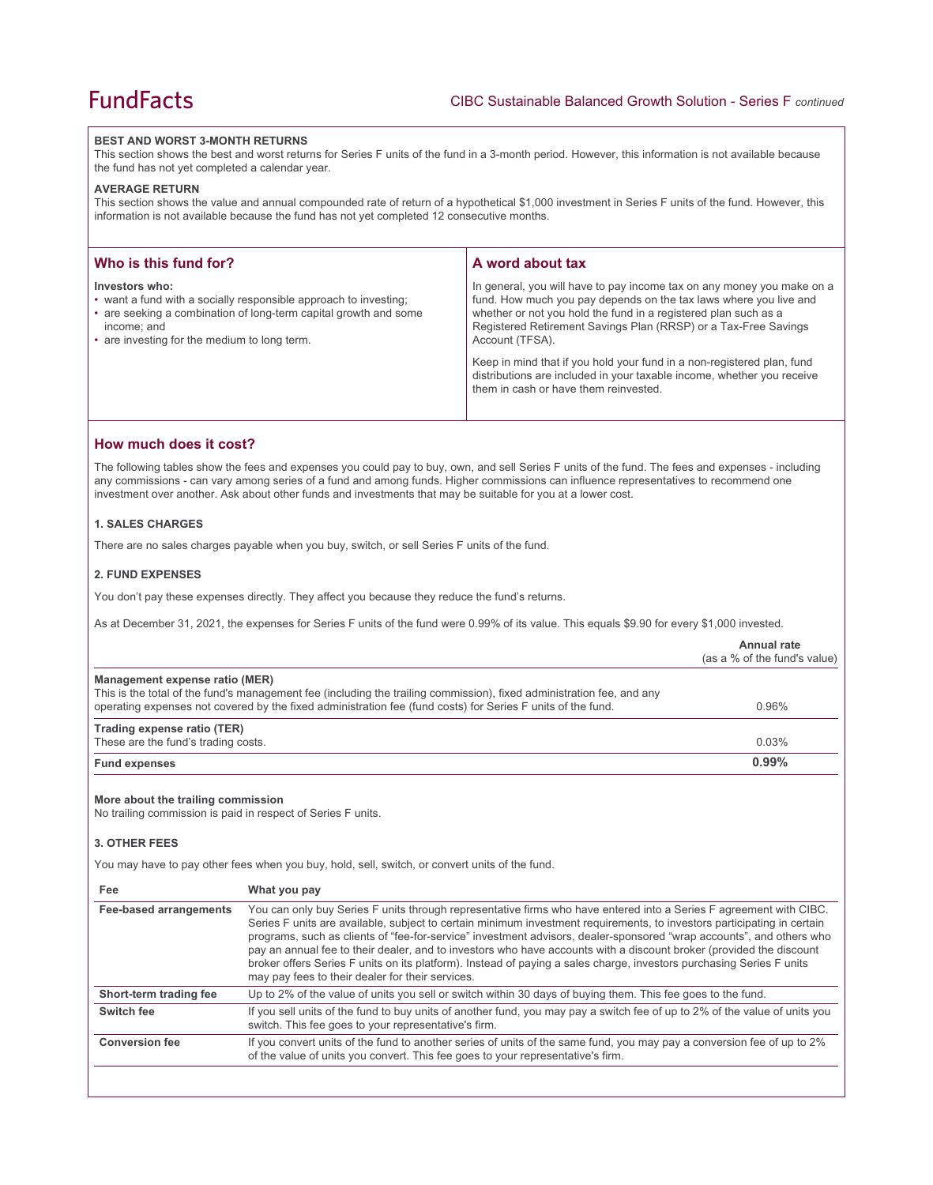**BEST AND WORST 3-MONTH RETURNS**

This section shows the best and worst returns for Series F units of the fund in a 3-month period. However, this information is not available because the fund has not yet completed a calendar year.

**AVERAGE RETURN**

This section shows the value and annual compounded rate of return of a hypothetical $1,000 investment in Series F units of the fund. However, this information is not available because the fund has not yet completed 12 consecutive months.

## Who is this fund for?

**Investors who:**

- want a fund with a socially responsible approach to investing;
- are seeking a combination of long-term capital growth and some income; and
- are investing for the medium to long term.

## A word about tax

In general, you will have to pay income tax on any money you make on a fund. How much you pay depends on the tax laws where you live and whether or not you hold the fund in a registered plan such as a Registered Retirement Savings Plan (RRSP) or a Tax-Free Savings Account (TFSA).

Keep in mind that if you hold your fund in a non-registered plan, fund distributions are included in your taxable income, whether you receive them in cash or have them reinvested.

## How much does it cost?

The following tables show the fees and expenses you could pay to buy, own, and sell Series F units of the fund. The fees and expenses - including any commissions - can vary among series of a fund and among funds. Higher commissions can influence representatives to recommend one investment over another. Ask about other funds and investments that may be suitable for you at a lower cost.

### 1. SALES CHARGES

There are no sales charges payable when you buy, switch, or sell Series F units of the fund.

### 2. FUND EXPENSES

You don't pay these expenses directly. They affect you because they reduce the fund's returns.

As at December 31, 2021, the expenses for Series F units of the fund were 0.99% of its value. This equals $9.90 for every $1,000 invested.

| | **Annual rate** (as a % of the fund's value) |
|---|---|
| **Management expense ratio (MER)** This is the total of the fund's management fee (including the trailing commission), fixed administration fee, and any operating expenses not covered by the fixed administration fee (fund costs) for Series F units of the fund. | 0.96% |
| **Trading expense ratio (TER)** These are the fund's trading costs. | 0.03% |
| **Fund expenses** | **0.99%** |

**More about the trailing commission**

No trailing commission is paid in respect of Series F units.

### 3. OTHER FEES

You may have to pay other fees when you buy, hold, sell, switch, or convert units of the fund.

| Fee | What you pay |
|---|---|
| **Fee-based arrangements** | You can only buy Series F units through representative firms who have entered into a Series F agreement with CIBC. Series F units are available, subject to certain minimum investment requirements, to investors participating in certain programs, such as clients of "fee-for-service" investment advisors, dealer-sponsored "wrap accounts", and others who pay an annual fee to their dealer, and to investors who have accounts with a discount broker (provided the discount broker offers Series F units on its platform). Instead of paying a sales charge, investors purchasing Series F units may pay fees to their dealer for their services. |
| **Short-term trading fee** | Up to 2% of the value of units you sell or switch within 30 days of buying them. This fee goes to the fund. |
| **Switch fee** | If you sell units of the fund to buy units of another fund, you may pay a switch fee of up to 2% of the value of units you switch. This fee goes to your representative's firm. |
| **Conversion fee** | If you convert units of the fund to another series of units of the same fund, you may pay a conversion fee of up to 2% of the value of units you convert. This fee goes to your representative's firm. |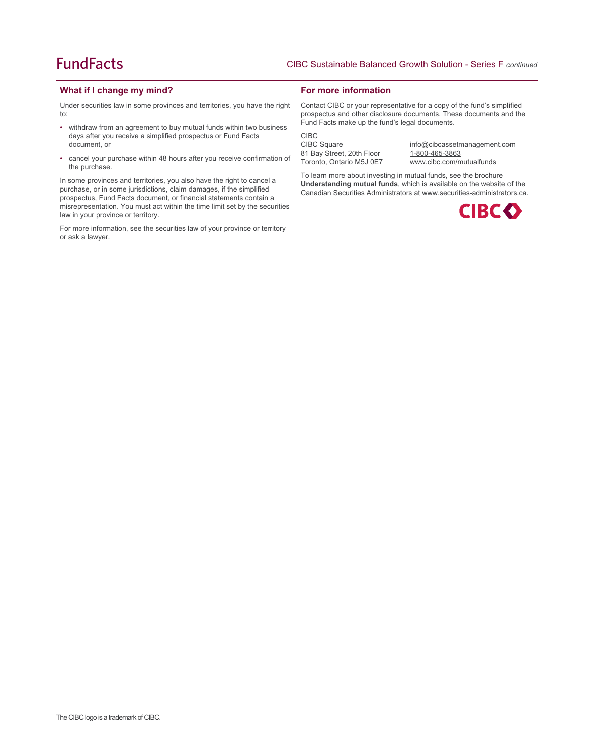## What if I change my mind?

Under securities law in some provinces and territories, you have the right to:

- withdraw from an agreement to buy mutual funds within two business days after you receive a simplified prospectus or Fund Facts document, or
- cancel your purchase within 48 hours after you receive confirmation of the purchase.

In some provinces and territories, you also have the right to cancel a purchase, or in some jurisdictions, claim damages, if the simplified prospectus, Fund Facts document, or financial statements contain a misrepresentation. You must act within the time limit set by the securities law in your province or territory.

For more information, see the securities law of your province or territory or ask a lawyer.

## For more information

Contact CIBC or your representative for a copy of the fund's simplified prospectus and other disclosure documents. These documents and the Fund Facts make up the fund's legal documents.

CIBC
CIBC Square
81 Bay Street, 20th Floor
Toronto, Ontario M5J 0E7

info@cibcassetmanagement.com
1-800-465-3863
www.cibc.com/mutualfunds

To learn more about investing in mutual funds, see the brochure **Understanding mutual funds**, which is available on the website of the Canadian Securities Administrators at www.securities-administrators.ca.

The CIBC logo is a trademark of CIBC.